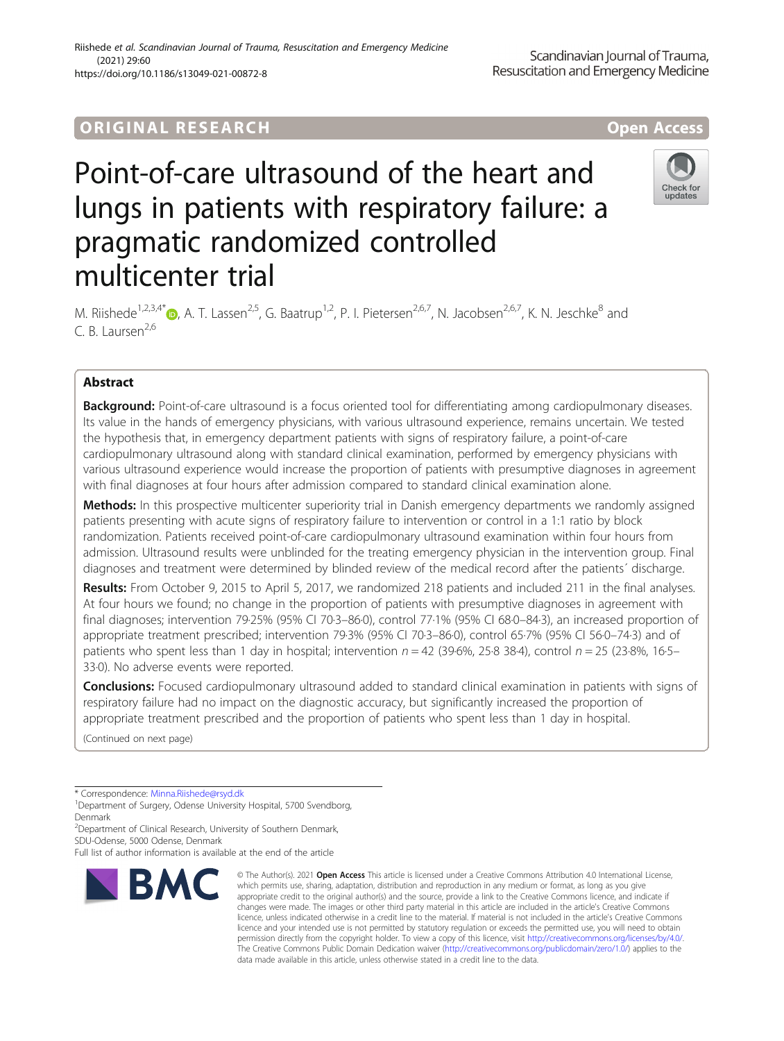ORIGINAL RESEARCH

Open Access

# Point-of-care ultrasound of the heart and lungs in patients with respiratory failure: a pragmatic randomized controlled multicenter trial

M. Riishede[1,2,3,4*], A. T. Lassen[2,5], G. Baatrup[1,2], P. I. Pietersen[2,6,7], N. Jacobsen[2,6,7], K. N. Jeschke[8] and C. B. Laursen[2,6]

## Abstract

**Background:** Point-of-care ultrasound is a focus oriented tool for differentiating among cardiopulmonary diseases. Its value in the hands of emergency physicians, with various ultrasound experience, remains uncertain. We tested the hypothesis that, in emergency department patients with signs of respiratory failure, a point-of-care cardiopulmonary ultrasound along with standard clinical examination, performed by emergency physicians with various ultrasound experience would increase the proportion of patients with presumptive diagnoses in agreement with final diagnoses at four hours after admission compared to standard clinical examination alone.

**Methods:** In this prospective multicenter superiority trial in Danish emergency departments we randomly assigned patients presenting with acute signs of respiratory failure to intervention or control in a 1:1 ratio by block randomization. Patients received point-of-care cardiopulmonary ultrasound examination within four hours from admission. Ultrasound results were unblinded for the treating emergency physician in the intervention group. Final diagnoses and treatment were determined by blinded review of the medical record after the patients´ discharge.

**Results:** From October 9, 2015 to April 5, 2017, we randomized 218 patients and included 211 in the final analyses. At four hours we found; no change in the proportion of patients with presumptive diagnoses in agreement with final diagnoses; intervention 79·25% (95% CI 70·3–86·0), control 77·1% (95% CI 68·0–84·3), an increased proportion of appropriate treatment prescribed; intervention 79·3% (95% CI 70·3–86·0), control 65·7% (95% CI 56·0–74·3) and of patients who spent less than 1 day in hospital; intervention $n = 42$ (39·6%, 25·8 38·4), control $n = 25$ (23·8%, 16·5–33·0). No adverse events were reported.

**Conclusions:** Focused cardiopulmonary ultrasound added to standard clinical examination in patients with signs of respiratory failure had no impact on the diagnostic accuracy, but significantly increased the proportion of appropriate treatment prescribed and the proportion of patients who spent less than 1 day in hospital.

(Continued on next page)

---

\* Correspondence: Minna.Riishede@rsyd.dk

[1]Department of Surgery, Odense University Hospital, 5700 Svendborg, Denmark

[2]Department of Clinical Research, University of Southern Denmark, SDU-Odense, 5000 Odense, Denmark

Full list of author information is available at the end of the article

© The Author(s). 2021 **Open Access** This article is licensed under a Creative Commons Attribution 4.0 International License, which permits use, sharing, adaptation, distribution and reproduction in any medium or format, as long as you give appropriate credit to the original author(s) and the source, provide a link to the Creative Commons licence, and indicate if changes were made. The images or other third party material in this article are included in the article's Creative Commons licence, unless indicated otherwise in a credit line to the material. If material is not included in the article's Creative Commons licence and your intended use is not permitted by statutory regulation or exceeds the permitted use, you will need to obtain permission directly from the copyright holder. To view a copy of this licence, visit http://creativecommons.org/licenses/by/4.0/. The Creative Commons Public Domain Dedication waiver (http://creativecommons.org/publicdomain/zero/1.0/) applies to the data made available in this article, unless otherwise stated in a credit line to the data.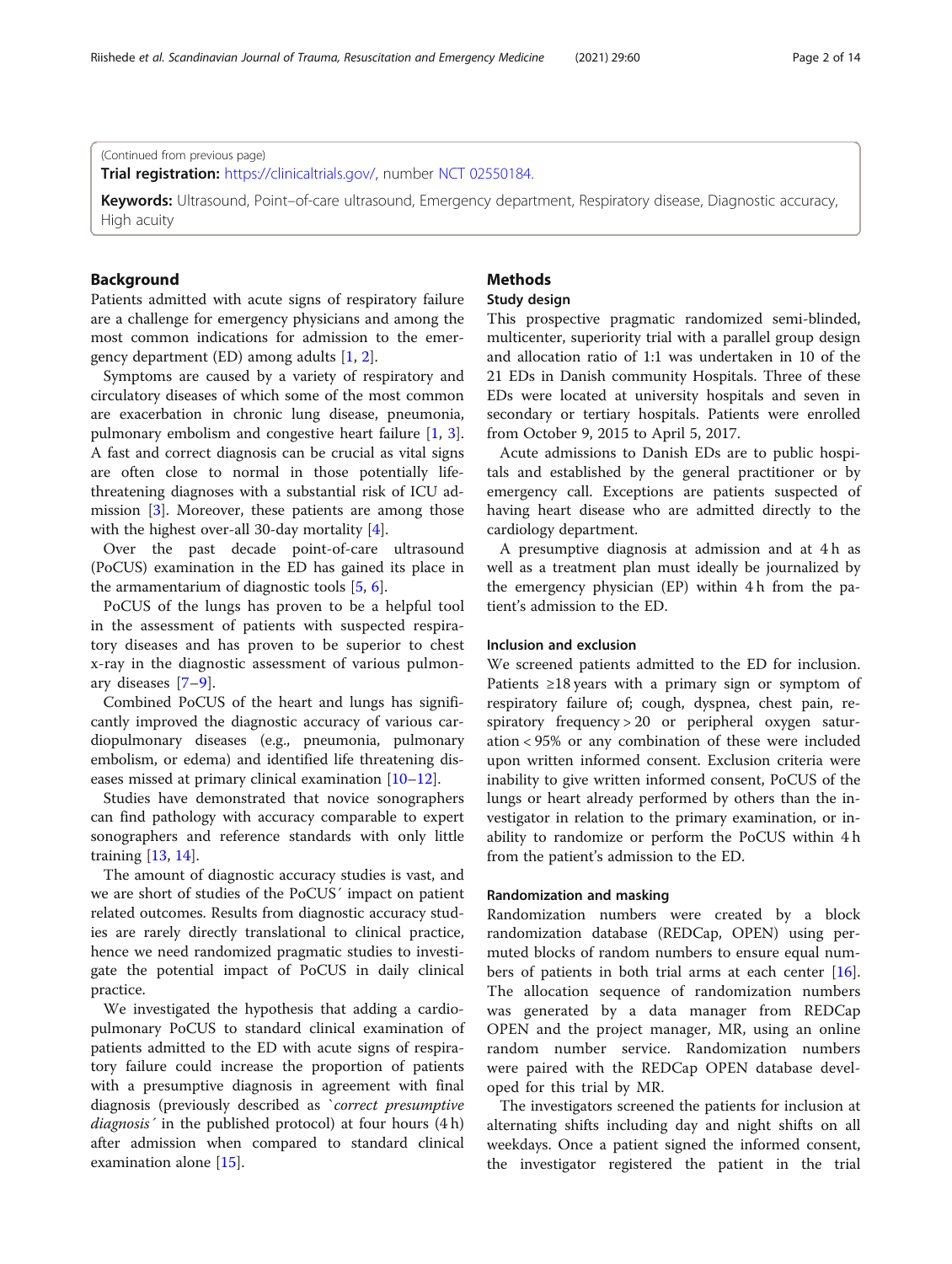(Continued from previous page)

**Trial registration:** https://clinicaltrials.gov/, number NCT 02550184.

**Keywords:** Ultrasound, Point–of-care ultrasound, Emergency department, Respiratory disease, Diagnostic accuracy, High acuity

## Background

Patients admitted with acute signs of respiratory failure are a challenge for emergency physicians and among the most common indications for admission to the emergency department (ED) among adults [1, 2].

Symptoms are caused by a variety of respiratory and circulatory diseases of which some of the most common are exacerbation in chronic lung disease, pneumonia, pulmonary embolism and congestive heart failure [1, 3]. A fast and correct diagnosis can be crucial as vital signs are often close to normal in those potentially life-threatening diagnoses with a substantial risk of ICU admission [3]. Moreover, these patients are among those with the highest over-all 30-day mortality [4].

Over the past decade point-of-care ultrasound (PoCUS) examination in the ED has gained its place in the armamentarium of diagnostic tools [5, 6].

PoCUS of the lungs has proven to be a helpful tool in the assessment of patients with suspected respiratory diseases and has proven to be superior to chest x-ray in the diagnostic assessment of various pulmonary diseases [7–9].

Combined PoCUS of the heart and lungs has significantly improved the diagnostic accuracy of various cardiopulmonary diseases (e.g., pneumonia, pulmonary embolism, or edema) and identified life threatening diseases missed at primary clinical examination [10–12].

Studies have demonstrated that novice sonographers can find pathology with accuracy comparable to expert sonographers and reference standards with only little training [13, 14].

The amount of diagnostic accuracy studies is vast, and we are short of studies of the PoCUS´ impact on patient related outcomes. Results from diagnostic accuracy studies are rarely directly translational to clinical practice, hence we need randomized pragmatic studies to investigate the potential impact of PoCUS in daily clinical practice.

We investigated the hypothesis that adding a cardiopulmonary PoCUS to standard clinical examination of patients admitted to the ED with acute signs of respiratory failure could increase the proportion of patients with a presumptive diagnosis in agreement with final diagnosis (previously described as `*correct presumptive diagnosis*´ in the published protocol) at four hours (4 h) after admission when compared to standard clinical examination alone [15].

## Methods

### Study design

This prospective pragmatic randomized semi-blinded, multicenter, superiority trial with a parallel group design and allocation ratio of 1:1 was undertaken in 10 of the 21 EDs in Danish community Hospitals. Three of these EDs were located at university hospitals and seven in secondary or tertiary hospitals. Patients were enrolled from October 9, 2015 to April 5, 2017.

Acute admissions to Danish EDs are to public hospitals and established by the general practitioner or by emergency call. Exceptions are patients suspected of having heart disease who are admitted directly to the cardiology department.

A presumptive diagnosis at admission and at 4 h as well as a treatment plan must ideally be journalized by the emergency physician (EP) within 4 h from the patient's admission to the ED.

### Inclusion and exclusion

We screened patients admitted to the ED for inclusion. Patients ≥18 years with a primary sign or symptom of respiratory failure of; cough, dyspnea, chest pain, respiratory frequency > 20 or peripheral oxygen saturation < 95% or any combination of these were included upon written informed consent. Exclusion criteria were inability to give written informed consent, PoCUS of the lungs or heart already performed by others than the investigator in relation to the primary examination, or inability to randomize or perform the PoCUS within 4 h from the patient's admission to the ED.

### Randomization and masking

Randomization numbers were created by a block randomization database (REDCap, OPEN) using permuted blocks of random numbers to ensure equal numbers of patients in both trial arms at each center [16]. The allocation sequence of randomization numbers was generated by a data manager from REDCap OPEN and the project manager, MR, using an online random number service. Randomization numbers were paired with the REDCap OPEN database developed for this trial by MR.

The investigators screened the patients for inclusion at alternating shifts including day and night shifts on all weekdays. Once a patient signed the informed consent, the investigator registered the patient in the trial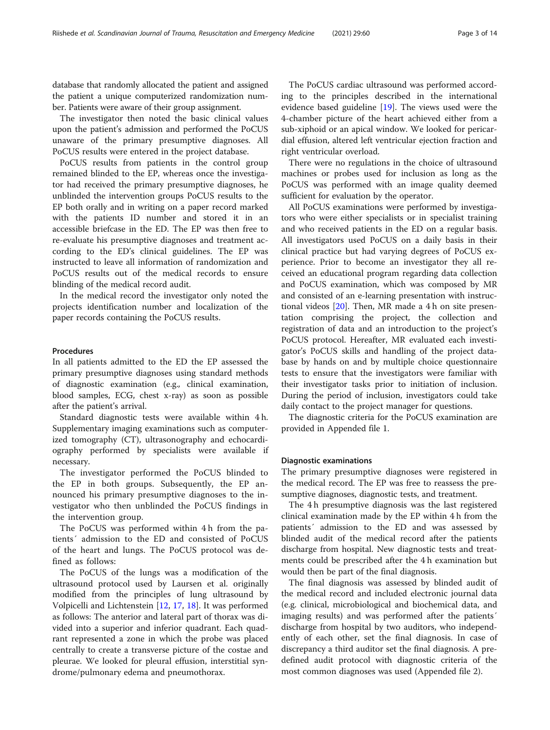database that randomly allocated the patient and assigned the patient a unique computerized randomization number. Patients were aware of their group assignment.

The investigator then noted the basic clinical values upon the patient's admission and performed the PoCUS unaware of the primary presumptive diagnoses. All PoCUS results were entered in the project database.

PoCUS results from patients in the control group remained blinded to the EP, whereas once the investigator had received the primary presumptive diagnoses, he unblinded the intervention groups PoCUS results to the EP both orally and in writing on a paper record marked with the patients ID number and stored it in an accessible briefcase in the ED. The EP was then free to re-evaluate his presumptive diagnoses and treatment according to the ED's clinical guidelines. The EP was instructed to leave all information of randomization and PoCUS results out of the medical records to ensure blinding of the medical record audit.

In the medical record the investigator only noted the projects identification number and localization of the paper records containing the PoCUS results.

## Procedures

In all patients admitted to the ED the EP assessed the primary presumptive diagnoses using standard methods of diagnostic examination (e.g., clinical examination, blood samples, ECG, chest x-ray) as soon as possible after the patient's arrival.

Standard diagnostic tests were available within 4 h. Supplementary imaging examinations such as computerized tomography (CT), ultrasonography and echocardiography performed by specialists were available if necessary.

The investigator performed the PoCUS blinded to the EP in both groups. Subsequently, the EP announced his primary presumptive diagnoses to the investigator who then unblinded the PoCUS findings in the intervention group.

The PoCUS was performed within 4 h from the patients´ admission to the ED and consisted of PoCUS of the heart and lungs. The PoCUS protocol was defined as follows:

The PoCUS of the lungs was a modification of the ultrasound protocol used by Laursen et al. originally modified from the principles of lung ultrasound by Volpicelli and Lichtenstein [12, 17, 18]. It was performed as follows: The anterior and lateral part of thorax was divided into a superior and inferior quadrant. Each quadrant represented a zone in which the probe was placed centrally to create a transverse picture of the costae and pleurae. We looked for pleural effusion, interstitial syndrome/pulmonary edema and pneumothorax.

The PoCUS cardiac ultrasound was performed according to the principles described in the international evidence based guideline [19]. The views used were the 4-chamber picture of the heart achieved either from a sub-xiphoid or an apical window. We looked for pericardial effusion, altered left ventricular ejection fraction and right ventricular overload.

There were no regulations in the choice of ultrasound machines or probes used for inclusion as long as the PoCUS was performed with an image quality deemed sufficient for evaluation by the operator.

All PoCUS examinations were performed by investigators who were either specialists or in specialist training and who received patients in the ED on a regular basis. All investigators used PoCUS on a daily basis in their clinical practice but had varying degrees of PoCUS experience. Prior to become an investigator they all received an educational program regarding data collection and PoCUS examination, which was composed by MR and consisted of an e-learning presentation with instructional videos [20]. Then, MR made a 4 h on site presentation comprising the project, the collection and registration of data and an introduction to the project's PoCUS protocol. Hereafter, MR evaluated each investigator's PoCUS skills and handling of the project database by hands on and by multiple choice questionnaire tests to ensure that the investigators were familiar with their investigator tasks prior to initiation of inclusion. During the period of inclusion, investigators could take daily contact to the project manager for questions.

The diagnostic criteria for the PoCUS examination are provided in Appended file 1.

## Diagnostic examinations

The primary presumptive diagnoses were registered in the medical record. The EP was free to reassess the presumptive diagnoses, diagnostic tests, and treatment.

The 4 h presumptive diagnosis was the last registered clinical examination made by the EP within 4 h from the patients´ admission to the ED and was assessed by blinded audit of the medical record after the patients discharge from hospital. New diagnostic tests and treatments could be prescribed after the 4 h examination but would then be part of the final diagnosis.

The final diagnosis was assessed by blinded audit of the medical record and included electronic journal data (e.g. clinical, microbiological and biochemical data, and imaging results) and was performed after the patients´ discharge from hospital by two auditors, who independently of each other, set the final diagnosis. In case of discrepancy a third auditor set the final diagnosis. A predefined audit protocol with diagnostic criteria of the most common diagnoses was used (Appended file 2).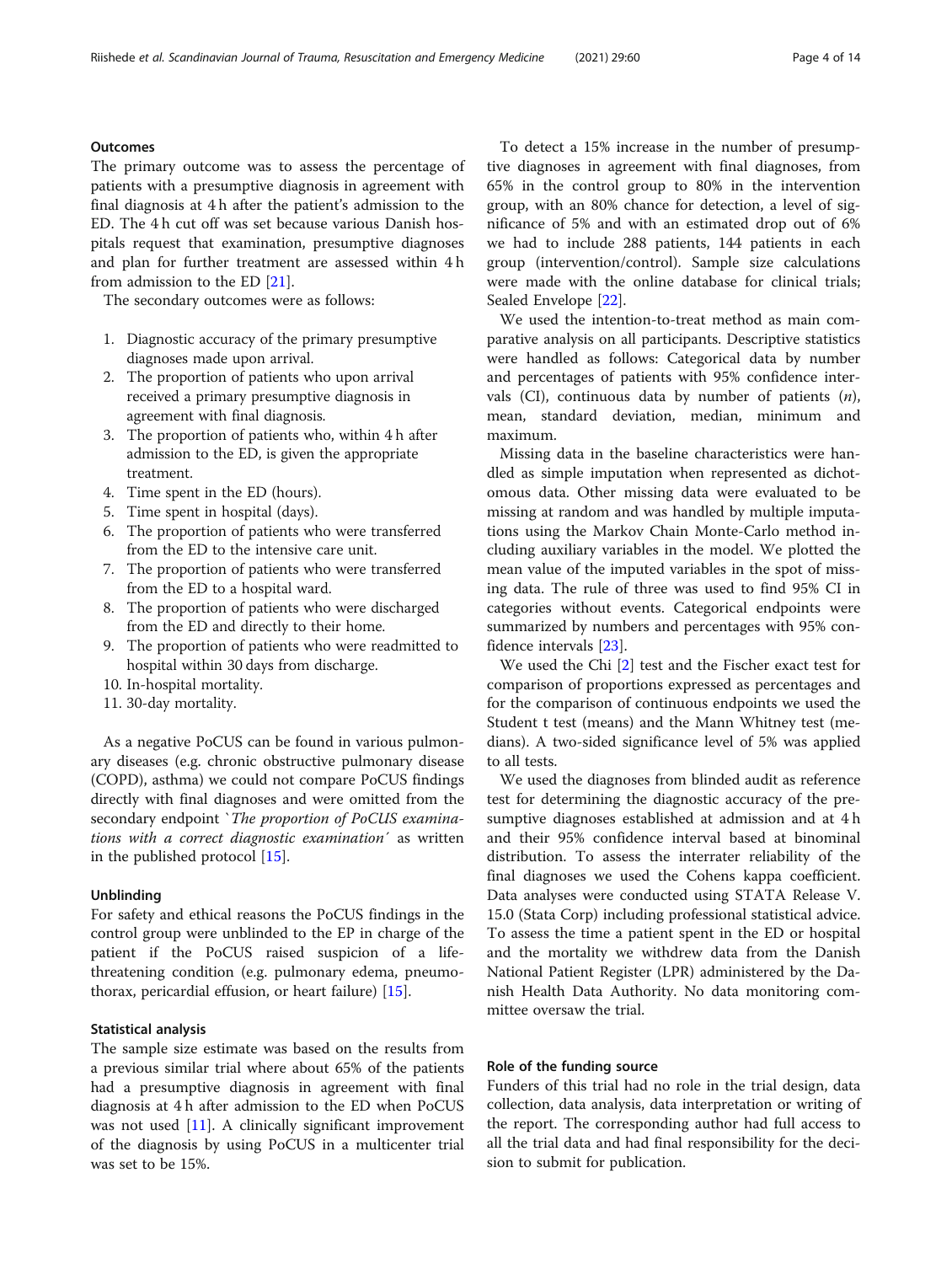### Outcomes

The primary outcome was to assess the percentage of patients with a presumptive diagnosis in agreement with final diagnosis at 4 h after the patient's admission to the ED. The 4 h cut off was set because various Danish hospitals request that examination, presumptive diagnoses and plan for further treatment are assessed within 4 h from admission to the ED [21].

The secondary outcomes were as follows:

1. Diagnostic accuracy of the primary presumptive diagnoses made upon arrival.
2. The proportion of patients who upon arrival received a primary presumptive diagnosis in agreement with final diagnosis.
3. The proportion of patients who, within 4 h after admission to the ED, is given the appropriate treatment.
4. Time spent in the ED (hours).
5. Time spent in hospital (days).
6. The proportion of patients who were transferred from the ED to the intensive care unit.
7. The proportion of patients who were transferred from the ED to a hospital ward.
8. The proportion of patients who were discharged from the ED and directly to their home.
9. The proportion of patients who were readmitted to hospital within 30 days from discharge.
10. In-hospital mortality.
11. 30-day mortality.

As a negative PoCUS can be found in various pulmonary diseases (e.g. chronic obstructive pulmonary disease (COPD), asthma) we could not compare PoCUS findings directly with final diagnoses and were omitted from the secondary endpoint `*The proportion of PoCUS examinations with a correct diagnostic examination*´ as written in the published protocol [15].

### Unblinding

For safety and ethical reasons the PoCUS findings in the control group were unblinded to the EP in charge of the patient if the PoCUS raised suspicion of a life-threatening condition (e.g. pulmonary edema, pneumothorax, pericardial effusion, or heart failure) [15].

### Statistical analysis

The sample size estimate was based on the results from a previous similar trial where about 65% of the patients had a presumptive diagnosis in agreement with final diagnosis at 4 h after admission to the ED when PoCUS was not used [11]. A clinically significant improvement of the diagnosis by using PoCUS in a multicenter trial was set to be 15%.

To detect a 15% increase in the number of presumptive diagnoses in agreement with final diagnoses, from 65% in the control group to 80% in the intervention group, with an 80% chance for detection, a level of significance of 5% and with an estimated drop out of 6% we had to include 288 patients, 144 patients in each group (intervention/control). Sample size calculations were made with the online database for clinical trials; Sealed Envelope [22].

We used the intention-to-treat method as main comparative analysis on all participants. Descriptive statistics were handled as follows: Categorical data by number and percentages of patients with 95% confidence intervals (CI), continuous data by number of patients ($n$), mean, standard deviation, median, minimum and maximum.

Missing data in the baseline characteristics were handled as simple imputation when represented as dichotomous data. Other missing data were evaluated to be missing at random and was handled by multiple imputations using the Markov Chain Monte-Carlo method including auxiliary variables in the model. We plotted the mean value of the imputed variables in the spot of missing data. The rule of three was used to find 95% CI in categories without events. Categorical endpoints were summarized by numbers and percentages with 95% confidence intervals [23].

We used the Chi [2] test and the Fischer exact test for comparison of proportions expressed as percentages and for the comparison of continuous endpoints we used the Student t test (means) and the Mann Whitney test (medians). A two-sided significance level of 5% was applied to all tests.

We used the diagnoses from blinded audit as reference test for determining the diagnostic accuracy of the presumptive diagnoses established at admission and at 4 h and their 95% confidence interval based at binominal distribution. To assess the interrater reliability of the final diagnoses we used the Cohens kappa coefficient. Data analyses were conducted using STATA Release V. 15.0 (Stata Corp) including professional statistical advice. To assess the time a patient spent in the ED or hospital and the mortality we withdrew data from the Danish National Patient Register (LPR) administered by the Danish Health Data Authority. No data monitoring committee oversaw the trial.

### Role of the funding source

Funders of this trial had no role in the trial design, data collection, data analysis, data interpretation or writing of the report. The corresponding author had full access to all the trial data and had final responsibility for the decision to submit for publication.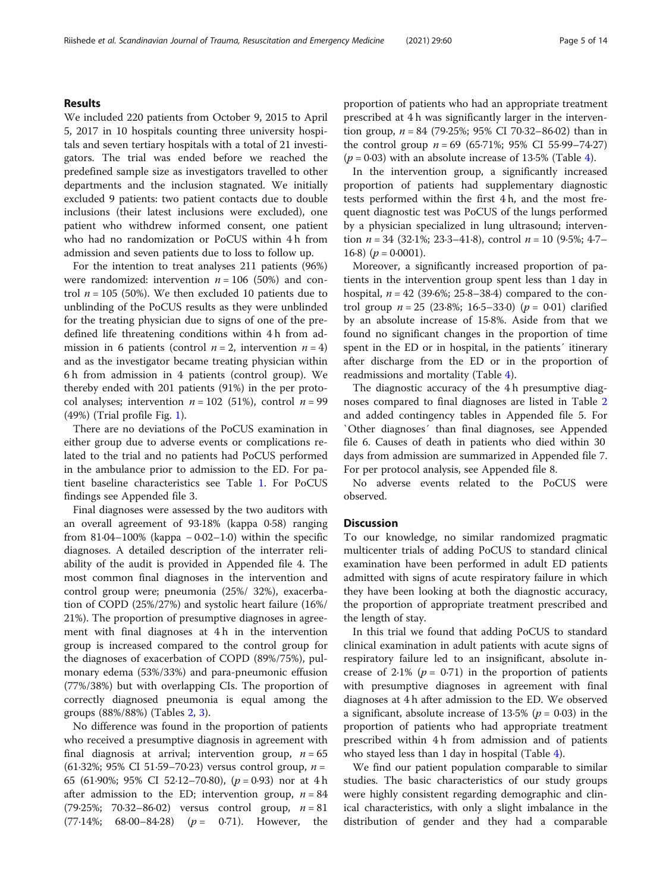## Results

We included 220 patients from October 9, 2015 to April 5, 2017 in 10 hospitals counting three university hospitals and seven tertiary hospitals with a total of 21 investigators. The trial was ended before we reached the predefined sample size as investigators travelled to other departments and the inclusion stagnated. We initially excluded 9 patients: two patient contacts due to double inclusions (their latest inclusions were excluded), one patient who withdrew informed consent, one patient who had no randomization or PoCUS within 4 h from admission and seven patients due to loss to follow up.

For the intention to treat analyses 211 patients (96%) were randomized: intervention $n = 106$ (50%) and control $n = 105$ (50%). We then excluded 10 patients due to unblinding of the PoCUS results as they were unblinded for the treating physician due to signs of one of the predefined life threatening conditions within 4 h from admission in 6 patients (control $n = 2$, intervention $n = 4$) and as the investigator became treating physician within 6 h from admission in 4 patients (control group). We thereby ended with 201 patients (91%) in the per protocol analyses; intervention $n = 102$ (51%), control $n = 99$ (49%) (Trial profile Fig. 1).

There are no deviations of the PoCUS examination in either group due to adverse events or complications related to the trial and no patients had PoCUS performed in the ambulance prior to admission to the ED. For patient baseline characteristics see Table 1. For PoCUS findings see Appended file 3.

Final diagnoses were assessed by the two auditors with an overall agreement of 93·18% (kappa 0·58) ranging from 81·04–100% (kappa − 0·02–1·0) within the specific diagnoses. A detailed description of the interrater reliability of the audit is provided in Appended file 4. The most common final diagnoses in the intervention and control group were; pneumonia (25%/ 32%), exacerbation of COPD (25%/27%) and systolic heart failure (16%/ 21%). The proportion of presumptive diagnoses in agreement with final diagnoses at 4 h in the intervention group is increased compared to the control group for the diagnoses of exacerbation of COPD (89%/75%), pulmonary edema (53%/33%) and para-pneumonic effusion (77%/38%) but with overlapping CIs. The proportion of correctly diagnosed pneumonia is equal among the groups (88%/88%) (Tables 2, 3).

No difference was found in the proportion of patients who received a presumptive diagnosis in agreement with final diagnosis at arrival; intervention group, $n = 65$ (61·32%; 95% CI 51·59–70·23) versus control group, $n = 65$ (61·90%; 95% CI 52·12–70·80), ($p = 0·93$) nor at 4 h after admission to the ED; intervention group, $n = 84$ (79·25%; 70·32–86·02) versus control group, $n = 81$ (77·14%; 68·00–84·28) ($p = 0·71$). However, the proportion of patients who had an appropriate treatment prescribed at 4 h was significantly larger in the intervention group, $n = 84$ (79·25%; 95% CI 70·32–86·02) than in the control group $n = 69$ (65·71%; 95% CI 55·99–74·27) ($p = 0·03$) with an absolute increase of 13·5% (Table 4).

In the intervention group, a significantly increased proportion of patients had supplementary diagnostic tests performed within the first 4 h, and the most frequent diagnostic test was PoCUS of the lungs performed by a physician specialized in lung ultrasound; intervention $n = 34$ (32·1%; 23·3–41·8), control $n = 10$ (9·5%; 4·7–16·8) ($p = 0·0001$).

Moreover, a significantly increased proportion of patients in the intervention group spent less than 1 day in hospital, $n = 42$ (39·6%; 25·8–38·4) compared to the control group $n = 25$ (23·8%; 16·5–33·0) ($p = 0·01$) clarified by an absolute increase of 15·8%. Aside from that we found no significant changes in the proportion of time spent in the ED or in hospital, in the patients´ itinerary after discharge from the ED or in the proportion of readmissions and mortality (Table 4).

The diagnostic accuracy of the 4 h presumptive diagnoses compared to final diagnoses are listed in Table 2 and added contingency tables in Appended file 5. For `Other diagnoses´ than final diagnoses, see Appended file 6. Causes of death in patients who died within 30 days from admission are summarized in Appended file 7. For per protocol analysis, see Appended file 8.

No adverse events related to the PoCUS were observed.

## Discussion

To our knowledge, no similar randomized pragmatic multicenter trials of adding PoCUS to standard clinical examination have been performed in adult ED patients admitted with signs of acute respiratory failure in which they have been looking at both the diagnostic accuracy, the proportion of appropriate treatment prescribed and the length of stay.

In this trial we found that adding PoCUS to standard clinical examination in adult patients with acute signs of respiratory failure led to an insignificant, absolute increase of 2·1% ($p = 0·71$) in the proportion of patients with presumptive diagnoses in agreement with final diagnoses at 4 h after admission to the ED. We observed a significant, absolute increase of 13·5% ($p = 0·03$) in the proportion of patients who had appropriate treatment prescribed within 4 h from admission and of patients who stayed less than 1 day in hospital (Table 4).

We find our patient population comparable to similar studies. The basic characteristics of our study groups were highly consistent regarding demographic and clinical characteristics, with only a slight imbalance in the distribution of gender and they had a comparable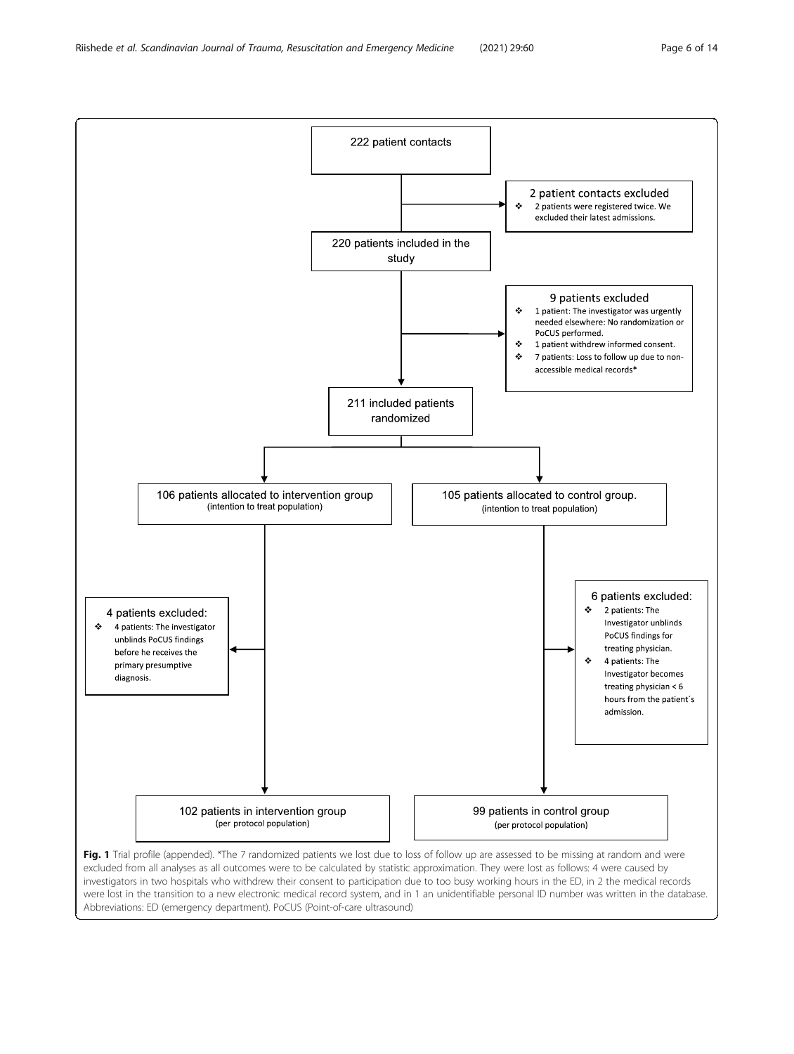222 patient contacts

2 patient contacts excluded
- 2 patients were registered twice. We excluded their latest admissions.

220 patients included in the study

9 patients excluded
- 1 patient: The investigator was urgently needed elsewhere: No randomization or PoCUS performed.
- 1 patient withdrew informed consent.
- 7 patients: Loss to follow up due to non-accessible medical records*

211 included patients randomized

106 patients allocated to intervention group (intention to treat population)

105 patients allocated to control group. (intention to treat population)

4 patients excluded:
- 4 patients: The investigator unblinds PoCUS findings before he receives the primary presumptive diagnosis.

6 patients excluded:
- 2 patients: The Investigator unblinds PoCUS findings for treating physician.
- 4 patients: The Investigator becomes treating physician < 6 hours from the patient´s admission.

102 patients in intervention group (per protocol population)

99 patients in control group (per protocol population)

**Fig. 1** Trial profile (appended). *The 7 randomized patients we lost due to loss of follow up are assessed to be missing at random and were excluded from all analyses as all outcomes were to be calculated by statistic approximation. They were lost as follows: 4 were caused by investigators in two hospitals who withdrew their consent to participation due to too busy working hours in the ED, in 2 the medical records were lost in the transition to a new electronic medical record system, and in 1 an unidentifiable personal ID number was written in the database. Abbreviations: ED (emergency department). PoCUS (Point-of-care ultrasound)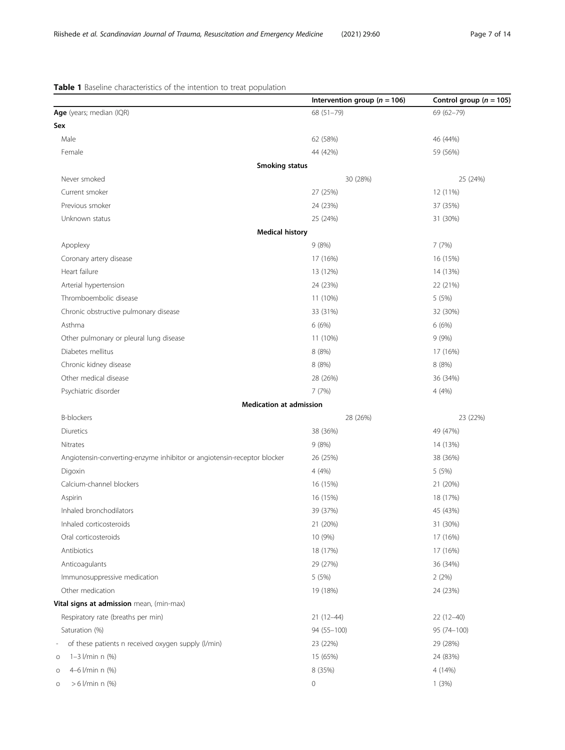**Table 1** Baseline characteristics of the intention to treat population

| | Intervention group (*n* = 106) | Control group (*n* = 105) |
|---|---|---|
| **Age** (years; median (IQR) | 68 (51–79) | 69 (62–79) |
| **Sex** | | |
| Male | 62 (58%) | 46 (44%) |
| Female | 44 (42%) | 59 (56%) |
| **Smoking status** | | |
| Never smoked | 30 (28%) | 25 (24%) |
| Current smoker | 27 (25%) | 12 (11%) |
| Previous smoker | 24 (23%) | 37 (35%) |
| Unknown status | 25 (24%) | 31 (30%) |
| **Medical history** | | |
| Apoplexy | 9 (8%) | 7 (7%) |
| Coronary artery disease | 17 (16%) | 16 (15%) |
| Heart failure | 13 (12%) | 14 (13%) |
| Arterial hypertension | 24 (23%) | 22 (21%) |
| Thromboembolic disease | 11 (10%) | 5 (5%) |
| Chronic obstructive pulmonary disease | 33 (31%) | 32 (30%) |
| Asthma | 6 (6%) | 6 (6%) |
| Other pulmonary or pleural lung disease | 11 (10%) | 9 (9%) |
| Diabetes mellitus | 8 (8%) | 17 (16%) |
| Chronic kidney disease | 8 (8%) | 8 (8%) |
| Other medical disease | 28 (26%) | 36 (34%) |
| Psychiatric disorder | 7 (7%) | 4 (4%) |
| **Medication at admission** | | |
| B-blockers | 28 (26%) | 23 (22%) |
| Diuretics | 38 (36%) | 49 (47%) |
| Nitrates | 9 (8%) | 14 (13%) |
| Angiotensin-converting-enzyme inhibitor or angiotensin-receptor blocker | 26 (25%) | 38 (36%) |
| Digoxin | 4 (4%) | 5 (5%) |
| Calcium-channel blockers | 16 (15%) | 21 (20%) |
| Aspirin | 16 (15%) | 18 (17%) |
| Inhaled bronchodilators | 39 (37%) | 45 (43%) |
| Inhaled corticosteroids | 21 (20%) | 31 (30%) |
| Oral corticosteroids | 10 (9%) | 17 (16%) |
| Antibiotics | 18 (17%) | 17 (16%) |
| Anticoagulants | 29 (27%) | 36 (34%) |
| Immunosuppressive medication | 5 (5%) | 2 (2%) |
| Other medication | 19 (18%) | 24 (23%) |
| **Vital signs at admission** mean, (min-max) | | |
| Respiratory rate (breaths per min) | 21 (12–44) | 22 (12–40) |
| Saturation (%) | 94 (55–100) | 95 (74–100) |
| - of these patients n received oxygen supply (l/min) | 23 (22%) | 29 (28%) |
| o 1–3 l/min n (%) | 15 (65%) | 24 (83%) |
| o 4–6 l/min n (%) | 8 (35%) | 4 (14%) |
| o > 6 l/min n (%) | 0 | 1 (3%) |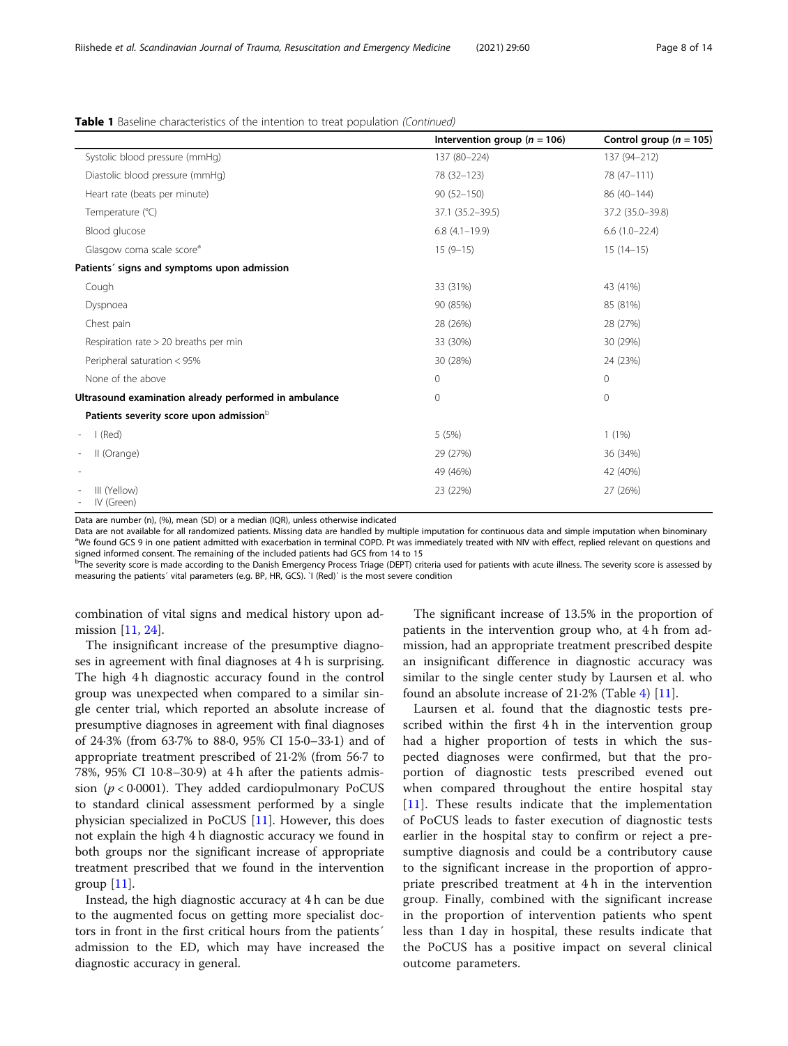**Table 1** Baseline characteristics of the intention to treat population *(Continued)*

| | Intervention group ($n = 106$) | Control group ($n = 105$) |
|---|---|---|
| Systolic blood pressure (mmHg) | 137 (80–224) | 137 (94–212) |
| Diastolic blood pressure (mmHg) | 78 (32–123) | 78 (47–111) |
| Heart rate (beats per minute) | 90 (52–150) | 86 (40–144) |
| Temperature (°C) | 37.1 (35.2–39.5) | 37.2 (35.0–39.8) |
| Blood glucose | 6.8 (4.1–19.9) | 6.6 (1.0–22.4) |
| Glasgow coma scale score[a] | 15 (9–15) | 15 (14–15) |
| **Patients´ signs and symptoms upon admission** | | |
| Cough | 33 (31%) | 43 (41%) |
| Dyspnoea | 90 (85%) | 85 (81%) |
| Chest pain | 28 (26%) | 28 (27%) |
| Respiration rate > 20 breaths per min | 33 (30%) | 30 (29%) |
| Peripheral saturation < 95% | 30 (28%) | 24 (23%) |
| None of the above | 0 | 0 |
| **Ultrasound examination already performed in ambulance** | 0 | 0 |
| **Patients severity score upon admission**[b] | | |
| - I (Red) | 5 (5%) | 1 (1%) |
| - II (Orange) | 29 (27%) | 36 (34%) |
| - | 49 (46%) | 42 (40%) |
| - III (Yellow) - IV (Green) | 23 (22%) | 27 (26%) |

Data are number (n), (%), mean (SD) or a median (IQR), unless otherwise indicated

Data are not available for all randomized patients. Missing data are handled by multiple imputation for continuous data and simple imputation when binominary

[a]We found GCS 9 in one patient admitted with exacerbation in terminal COPD. Pt was immediately treated with NIV with effect, replied relevant on questions and signed informed consent. The remaining of the included patients had GCS from 14 to 15

[b]The severity score is made according to the Danish Emergency Process Triage (DEPT) criteria used for patients with acute illness. The severity score is assessed by measuring the patients´ vital parameters (e.g. BP, HR, GCS). `I (Red)´ is the most severe condition

combination of vital signs and medical history upon admission [11, 24].

The insignificant increase of the presumptive diagnoses in agreement with final diagnoses at 4 h is surprising. The high 4 h diagnostic accuracy found in the control group was unexpected when compared to a similar single center trial, which reported an absolute increase of presumptive diagnoses in agreement with final diagnoses of 24·3% (from 63·7% to 88·0, 95% CI 15·0–33·1) and of appropriate treatment prescribed of 21·2% (from 56·7 to 78%, 95% CI 10·8–30·9) at 4 h after the patients admission ($p < 0·0001$). They added cardiopulmonary PoCUS to standard clinical assessment performed by a single physician specialized in PoCUS [11]. However, this does not explain the high 4 h diagnostic accuracy we found in both groups nor the significant increase of appropriate treatment prescribed that we found in the intervention group [11].

Instead, the high diagnostic accuracy at 4 h can be due to the augmented focus on getting more specialist doctors in front in the first critical hours from the patients´ admission to the ED, which may have increased the diagnostic accuracy in general.

The significant increase of 13.5% in the proportion of patients in the intervention group who, at 4 h from admission, had an appropriate treatment prescribed despite an insignificant difference in diagnostic accuracy was similar to the single center study by Laursen et al. who found an absolute increase of 21·2% (Table 4) [11].

Laursen et al. found that the diagnostic tests prescribed within the first 4 h in the intervention group had a higher proportion of tests in which the suspected diagnoses were confirmed, but that the proportion of diagnostic tests prescribed evened out when compared throughout the entire hospital stay [11]. These results indicate that the implementation of PoCUS leads to faster execution of diagnostic tests earlier in the hospital stay to confirm or reject a presumptive diagnosis and could be a contributory cause to the significant increase in the proportion of appropriate prescribed treatment at 4 h in the intervention group. Finally, combined with the significant increase in the proportion of intervention patients who spent less than 1 day in hospital, these results indicate that the PoCUS has a positive impact on several clinical outcome parameters.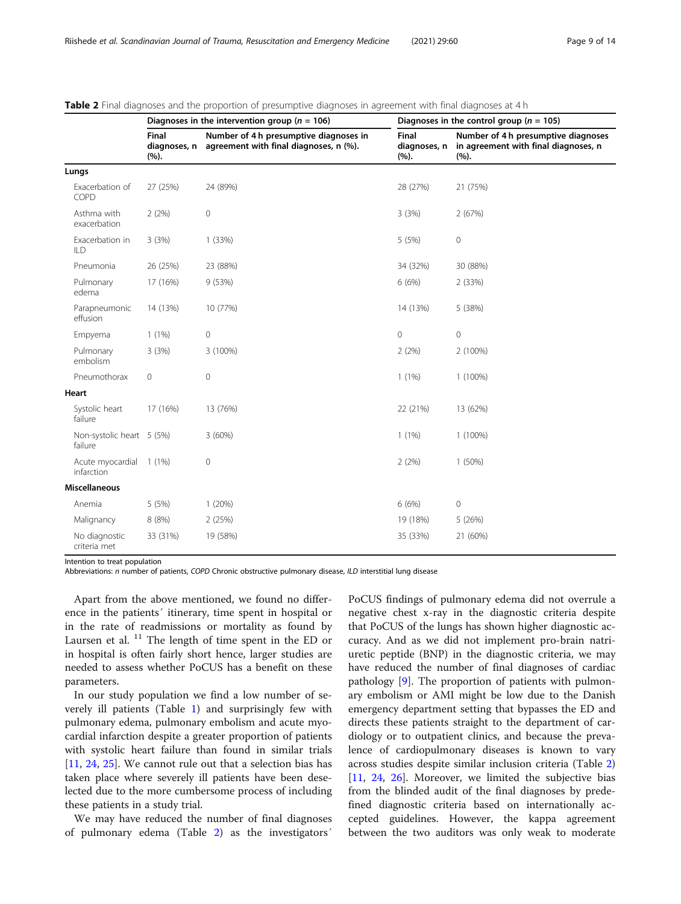**Table 2** Final diagnoses and the proportion of presumptive diagnoses in agreement with final diagnoses at 4 h

| | Diagnoses in the intervention group ($n$ = 106) | | Diagnoses in the control group ($n$ = 105) | |
|---|---|---|---|---|
| | Final diagnoses, n (%). | Number of 4 h presumptive diagnoses in agreement with final diagnoses, n (%). | Final diagnoses, n (%). | Number of 4 h presumptive diagnoses in agreement with final diagnoses, n (%). |
| **Lungs** | | | | |
| Exacerbation of COPD | 27 (25%) | 24 (89%) | 28 (27%) | 21 (75%) |
| Asthma with exacerbation | 2 (2%) | 0 | 3 (3%) | 2 (67%) |
| Exacerbation in ILD | 3 (3%) | 1 (33%) | 5 (5%) | 0 |
| Pneumonia | 26 (25%) | 23 (88%) | 34 (32%) | 30 (88%) |
| Pulmonary edema | 17 (16%) | 9 (53%) | 6 (6%) | 2 (33%) |
| Parapneumonic effusion | 14 (13%) | 10 (77%) | 14 (13%) | 5 (38%) |
| Empyema | 1 (1%) | 0 | 0 | 0 |
| Pulmonary embolism | 3 (3%) | 3 (100%) | 2 (2%) | 2 (100%) |
| Pneumothorax | 0 | 0 | 1 (1%) | 1 (100%) |
| **Heart** | | | | |
| Systolic heart failure | 17 (16%) | 13 (76%) | 22 (21%) | 13 (62%) |
| Non-systolic heart failure | 5 (5%) | 3 (60%) | 1 (1%) | 1 (100%) |
| Acute myocardial infarction | 1 (1%) | 0 | 2 (2%) | 1 (50%) |
| **Miscellaneous** | | | | |
| Anemia | 5 (5%) | 1 (20%) | 6 (6%) | 0 |
| Malignancy | 8 (8%) | 2 (25%) | 19 (18%) | 5 (26%) |
| No diagnostic criteria met | 33 (31%) | 19 (58%) | 35 (33%) | 21 (60%) |

Intention to treat population
Abbreviations: *n* number of patients, *COPD* Chronic obstructive pulmonary disease, *ILD* interstitial lung disease

Apart from the above mentioned, we found no difference in the patients´ itinerary, time spent in hospital or in the rate of readmissions or mortality as found by Laursen et al. [11] The length of time spent in the ED or in hospital is often fairly short hence, larger studies are needed to assess whether PoCUS has a benefit on these parameters.

In our study population we find a low number of severely ill patients (Table 1) and surprisingly few with pulmonary edema, pulmonary embolism and acute myocardial infarction despite a greater proportion of patients with systolic heart failure than found in similar trials [11, 24, 25]. We cannot rule out that a selection bias has taken place where severely ill patients have been deselected due to the more cumbersome process of including these patients in a study trial.

We may have reduced the number of final diagnoses of pulmonary edema (Table 2) as the investigators´ PoCUS findings of pulmonary edema did not overrule a negative chest x-ray in the diagnostic criteria despite that PoCUS of the lungs has shown higher diagnostic accuracy. And as we did not implement pro-brain natriuretic peptide (BNP) in the diagnostic criteria, we may have reduced the number of final diagnoses of cardiac pathology [9]. The proportion of patients with pulmonary embolism or AMI might be low due to the Danish emergency department setting that bypasses the ED and directs these patients straight to the department of cardiology or to outpatient clinics, and because the prevalence of cardiopulmonary diseases is known to vary across studies despite similar inclusion criteria (Table 2) [11, 24, 26]. Moreover, we limited the subjective bias from the blinded audit of the final diagnoses by predefined diagnostic criteria based on internationally accepted guidelines. However, the kappa agreement between the two auditors was only weak to moderate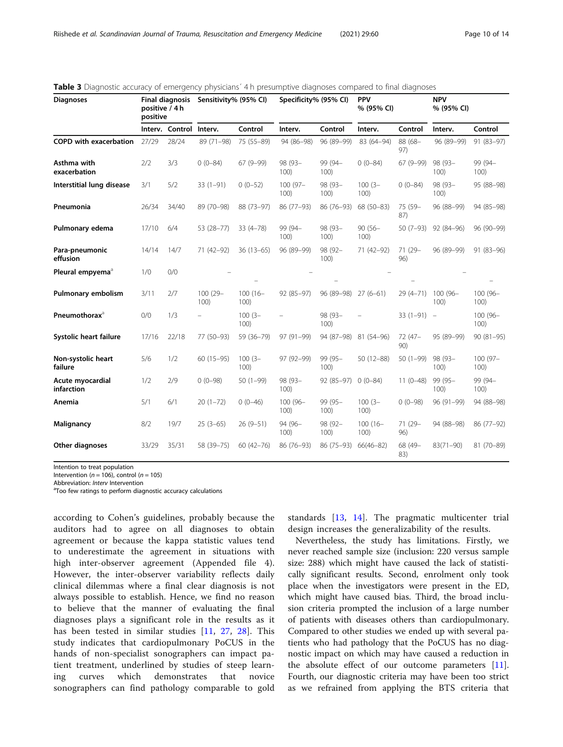**Table 3** Diagnostic accuracy of emergency physicians´ 4 h presumptive diagnoses compared to final diagnoses

| Diagnoses | Final diagnosis positive / 4 h positive | | Sensitivity% (95% CI) | | Specificity% (95% CI) | | PPV % (95% CI) | | NPV % (95% CI) | |
|---|---|---|---|---|---|---|---|---|---|---|
| | Interv. | Control | Interv. | Control | Interv. | Control | Interv. | Control | Interv. | Control |
| **COPD with exacerbation** | 27/29 | 28/24 | 89 (71–98) | 75 (55–89) | 94 (86–98) | 96 (89–99) | 83 (64–94) | 88 (68–97) | 96 (89–99) | 91 (83–97) |
| **Asthma with exacerbation** | 2/2 | 3/3 | 0 (0–84) | 67 (9–99) | 98 (93–100) | 99 (94–100) | 0 (0–84) | 67 (9–99) | 98 (93–100) | 99 (94–100) |
| **Interstitial lung disease** | 3/1 | 5/2 | 33 (1–91) | 0 (0–52) | 100 (97–100) | 98 (93–100) | 100 (3–100) | 0 (0–84) | 98 (93–100) | 95 (88–98) |
| **Pneumonia** | 26/34 | 34/40 | 89 (70–98) | 88 (73–97) | 86 (77–93) | 86 (76–93) | 68 (50–83) | 75 (59–87) | 96 (88–99) | 94 (85–98) |
| **Pulmonary edema** | 17/10 | 6/4 | 53 (28–77) | 33 (4–78) | 99 (94–100) | 98 (93–100) | 90 (56–100) | 50 (7–93) | 92 (84–96) | 96 (90–99) |
| **Para-pneumonic effusion** | 14/14 | 14/7 | 71 (42–92) | 36 (13–65) | 96 (89–99) | 98 (92–100) | 71 (42–92) | 71 (29–96) | 96 (89–99) | 91 (83–96) |
| **Pleural empyema**[a] | 1/0 | 0/0 | – | – | – | – | – | – | – | – |
| **Pulmonary embolism** | 3/11 | 2/7 | 100 (29–100) | 100 (16–100) | 92 (85–97) | 96 (89–98) | 27 (6–61) | 29 (4–71) | 100 (96–100) | 100 (96–100) |
| **Pneumothorax**[a] | 0/0 | 1/3 | – | 100 (3–100) | – | 98 (93–100) | – | 33 (1–91) | – | 100 (96–100) |
| **Systolic heart failure** | 17/16 | 22/18 | 77 (50–93) | 59 (36–79) | 97 (91–99) | 94 (87–98) | 81 (54–96) | 72 (47–90) | 95 (89–99) | 90 (81–95) |
| **Non-systolic heart failure** | 5/6 | 1/2 | 60 (15–95) | 100 (3–100) | 97 (92–99) | 99 (95–100) | 50 (12–88) | 50 (1–99) | 98 (93–100) | 100 (97–100) |
| **Acute myocardial infarction** | 1/2 | 2/9 | 0 (0–98) | 50 (1–99) | 98 (93–100) | 92 (85–97) | 0 (0–84) | 11 (0–48) | 99 (95–100) | 99 (94–100) |
| **Anemia** | 5/1 | 6/1 | 20 (1–72) | 0 (0–46) | 100 (96–100) | 99 (95–100) | 100 (3–100) | 0 (0–98) | 96 (91–99) | 94 (88–98) |
| **Malignancy** | 8/2 | 19/7 | 25 (3–65) | 26 (9–51) | 94 (96–100) | 98 (92–100) | 100 (16–100) | 71 (29–96) | 94 (88–98) | 86 (77–92) |
| **Other diagnoses** | 33/29 | 35/31 | 58 (39–75) | 60 (42–76) | 86 (76–93) | 86 (75–93) | 66(46–82) | 68 (49–83) | 83(71–90) | 81 (70–89) |

Intention to treat population
Intervention (n = 106), control (n = 105)
Abbreviation: *Interv* Intervention
[a]Too few ratings to perform diagnostic accuracy calculations

according to Cohen's guidelines, probably because the auditors had to agree on all diagnoses to obtain agreement or because the kappa statistic values tend to underestimate the agreement in situations with high inter-observer agreement (Appended file 4). However, the inter-observer variability reflects daily clinical dilemmas where a final clear diagnosis is not always possible to establish. Hence, we find no reason to believe that the manner of evaluating the final diagnoses plays a significant role in the results as it has been tested in similar studies [11, 27, 28]. This study indicates that cardiopulmonary PoCUS in the hands of non-specialist sonographers can impact patient treatment, underlined by studies of steep learning curves which demonstrates that novice sonographers can find pathology comparable to gold standards [13, 14]. The pragmatic multicenter trial design increases the generalizability of the results.

Nevertheless, the study has limitations. Firstly, we never reached sample size (inclusion: 220 versus sample size: 288) which might have caused the lack of statistically significant results. Second, enrolment only took place when the investigators were present in the ED, which might have caused bias. Third, the broad inclusion criteria prompted the inclusion of a large number of patients with diseases others than cardiopulmonary. Compared to other studies we ended up with several patients who had pathology that the PoCUS has no diagnostic impact on which may have caused a reduction in the absolute effect of our outcome parameters [11]. Fourth, our diagnostic criteria may have been too strict as we refrained from applying the BTS criteria that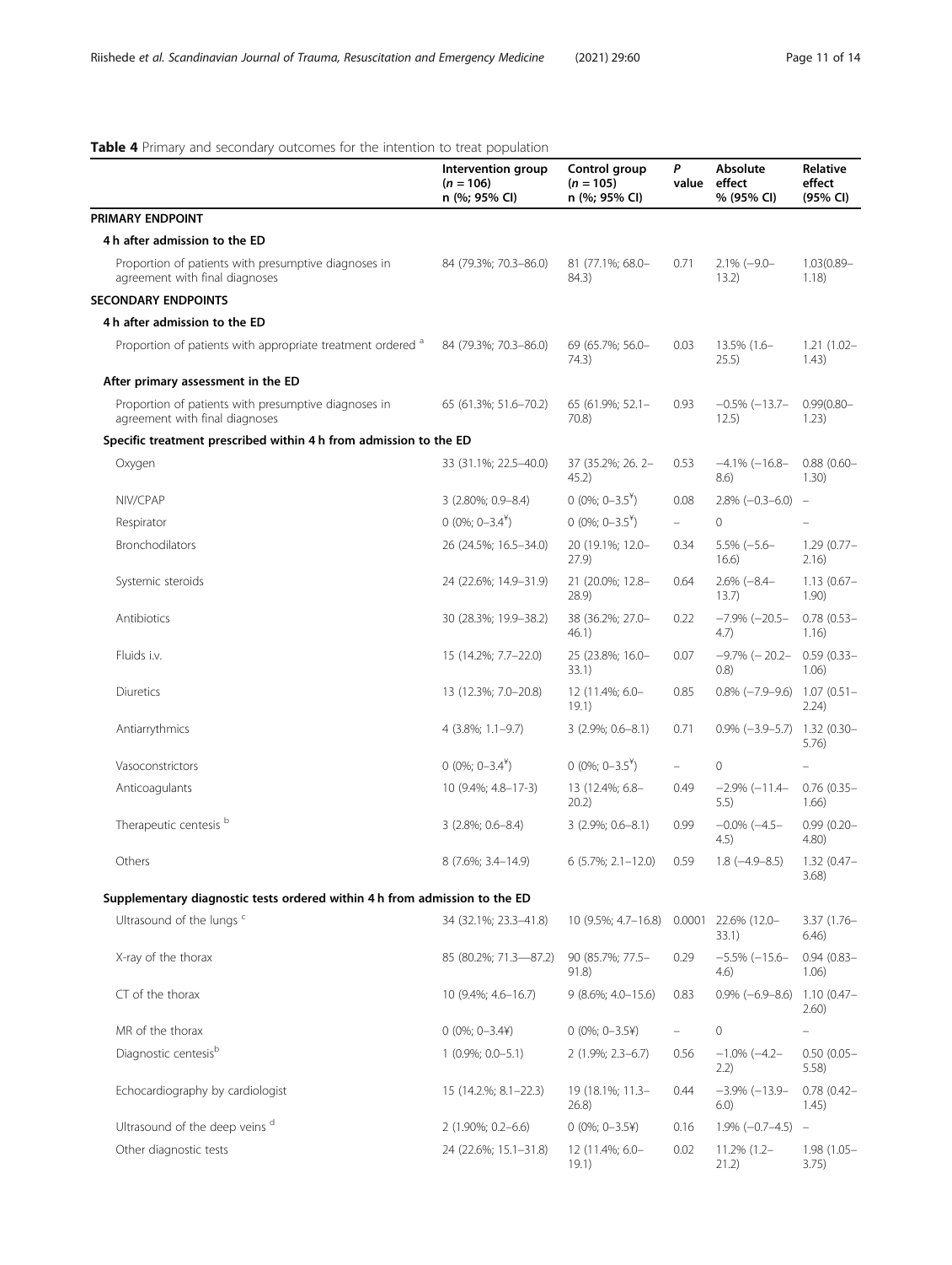**Table 4** Primary and secondary outcomes for the intention to treat population

| | Intervention group (n = 106) n (%; 95% CI) | Control group (n = 105) n (%; 95% CI) | P value | Absolute effect % (95% CI) | Relative effect (95% CI) |
|---|---|---|---|---|---|
| **PRIMARY ENDPOINT** | | | | | |
| **4 h after admission to the ED** | | | | | |
| Proportion of patients with presumptive diagnoses in agreement with final diagnoses | 84 (79.3%; 70.3–86.0) | 81 (77.1%; 68.0–84.3) | 0.71 | 2.1% (−9.0–13.2) | 1.03(0.89–1.18) |
| **SECONDARY ENDPOINTS** | | | | | |
| **4 h after admission to the ED** | | | | | |
| Proportion of patients with appropriate treatment ordered [a] | 84 (79.3%; 70.3–86.0) | 69 (65.7%; 56.0–74.3) | 0.03 | 13.5% (1.6–25.5) | 1.21 (1.02–1.43) |
| **After primary assessment in the ED** | | | | | |
| Proportion of patients with presumptive diagnoses in agreement with final diagnoses | 65 (61.3%; 51.6–70.2) | 65 (61.9%; 52.1–70.8) | 0.93 | −0.5% (−13.7–12.5) | 0.99(0.80–1.23) |
| **Specific treatment prescribed within 4 h from admission to the ED** | | | | | |
| Oxygen | 33 (31.1%; 22.5–40.0) | 37 (35.2%; 26. 2–45.2) | 0.53 | −4.1% (−16.8–8.6) | 0.88 (0.60–1.30) |
| NIV/CPAP | 3 (2.80%; 0.9–8.4) | 0 (0%; 0–3.5[¥]) | 0.08 | 2.8% (−0.3–6.0) | – |
| Respirator | 0 (0%; 0–3.4[¥]) | 0 (0%; 0–3.5[¥]) | – | 0 | – |
| Bronchodilators | 26 (24.5%; 16.5–34.0) | 20 (19.1%; 12.0–27.9) | 0.34 | 5.5% (−5.6–16.6) | 1.29 (0.77–2.16) |
| Systemic steroids | 24 (22.6%; 14.9–31.9) | 21 (20.0%; 12.8–28.9) | 0.64 | 2.6% (−8.4–13.7) | 1.13 (0.67–1.90) |
| Antibiotics | 30 (28.3%; 19.9–38.2) | 38 (36.2%; 27.0–46.1) | 0.22 | −7.9% (−20.5–4.7) | 0.78 (0.53–1.16) |
| Fluids i.v. | 15 (14.2%; 7.7–22.0) | 25 (23.8%; 16.0–33.1) | 0.07 | −9.7% (− 20.2–0.8) | 0.59 (0.33–1.06) |
| Diuretics | 13 (12.3%; 7.0–20.8) | 12 (11.4%; 6.0–19.1) | 0.85 | 0.8% (−7.9–9.6) | 1.07 (0.51–2.24) |
| Antiarrythmics | 4 (3.8%; 1.1–9.7) | 3 (2.9%; 0.6–8.1) | 0.71 | 0.9% (−3.9–5.7) | 1.32 (0.30–5.76) |
| Vasoconstrictors | 0 (0%; 0–3.4[¥]) | 0 (0%; 0–3.5[¥]) | – | 0 | – |
| Anticoagulants | 10 (9.4%; 4.8–17-3) | 13 (12.4%; 6.8–20.2) | 0.49 | −2.9% (−11.4–5.5) | 0.76 (0.35–1.66) |
| Therapeutic centesis [b] | 3 (2.8%; 0.6–8.4) | 3 (2.9%; 0.6–8.1) | 0.99 | −0.0% (−4.5–4.5) | 0.99 (0.20–4.80) |
| Others | 8 (7.6%; 3.4–14.9) | 6 (5.7%; 2.1–12.0) | 0.59 | 1.8 (−4.9–8.5) | 1.32 (0.47–3.68) |
| **Supplementary diagnostic tests ordered within 4 h from admission to the ED** | | | | | |
| Ultrasound of the lungs [c] | 34 (32.1%; 23.3–41.8) | 10 (9.5%; 4.7–16.8) | 0.0001 | 22.6% (12.0–33.1) | 3.37 (1.76–6.46) |
| X-ray of the thorax | 85 (80.2%; 71.3—87.2) | 90 (85.7%; 77.5–91.8) | 0.29 | −5.5% (−15.6–4.6) | 0.94 (0.83–1.06) |
| CT of the thorax | 10 (9.4%; 4.6–16.7) | 9 (8.6%; 4.0–15.6) | 0.83 | 0.9% (−6.9–8.6) | 1.10 (0.47–2.60) |
| MR of the thorax | 0 (0%; 0–3.4¥) | 0 (0%; 0–3.5¥) | – | 0 | – |
| Diagnostic centesis[b] | 1 (0.9%; 0.0–5.1) | 2 (1.9%; 2.3–6.7) | 0.56 | −1.0% (−4.2–2.2) | 0.50 (0.05–5.58) |
| Echocardiography by cardiologist | 15 (14.2%; 8.1–22.3) | 19 (18.1%; 11.3–26.8) | 0.44 | −3.9% (−13.9–6.0) | 0.78 (0.42–1.45) |
| Ultrasound of the deep veins [d] | 2 (1.90%; 0.2–6.6) | 0 (0%; 0–3.5¥) | 0.16 | 1.9% (−0.7–4.5) | – |
| Other diagnostic tests | 24 (22.6%; 15.1–31.8) | 12 (11.4%; 6.0–19.1) | 0.02 | 11.2% (1.2–21.2) | 1.98 (1.05–3.75) |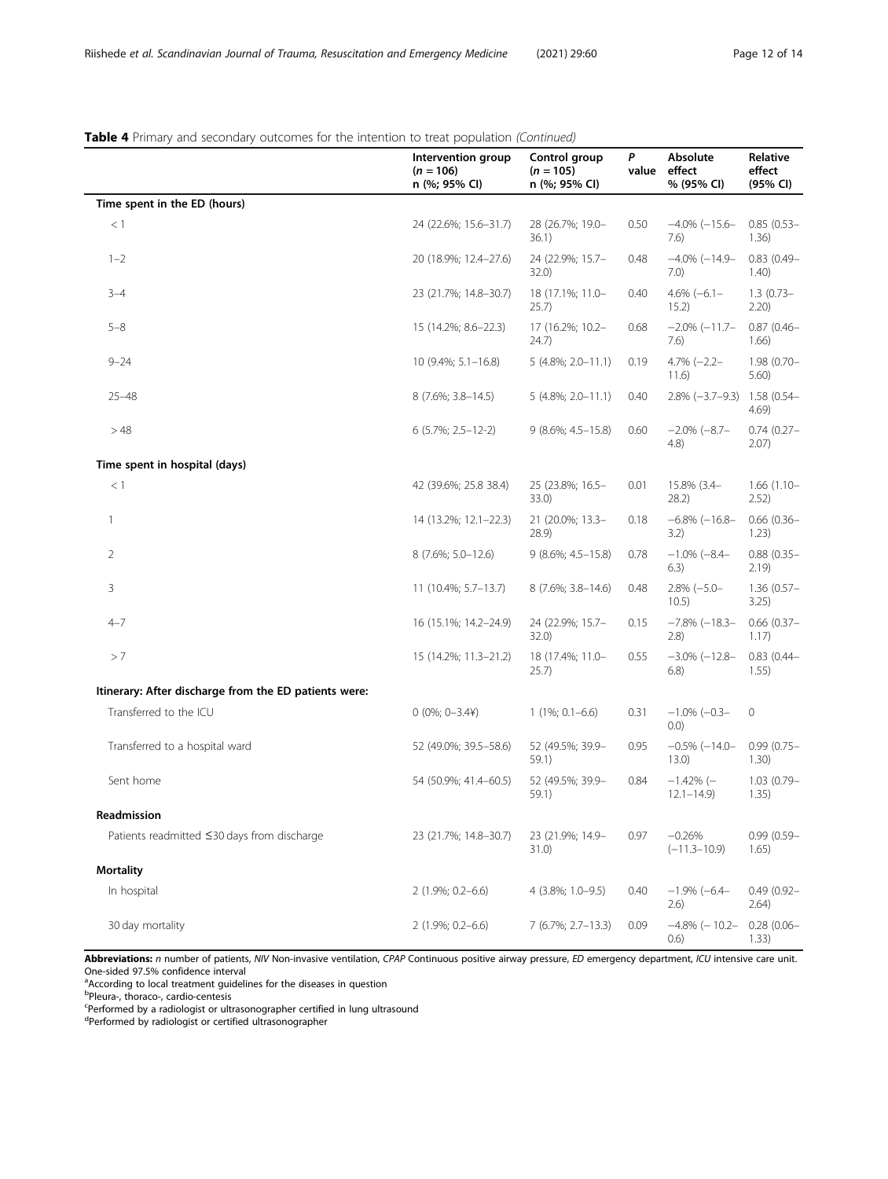**Table 4** Primary and secondary outcomes for the intention to treat population *(Continued)*

| | Intervention group ($n = 106$) n (%; 95% CI) | Control group ($n = 105$) n (%; 95% CI) | *P* value | Absolute effect % (95% CI) | Relative effect (95% CI) |
|---|---|---|---|---|---|
| **Time spent in the ED (hours)** | | | | | |
| < 1 | 24 (22.6%; 15.6–31.7) | 28 (26.7%; 19.0–36.1) | 0.50 | −4.0% (−15.6–7.6) | 0.85 (0.53–1.36) |
| 1–2 | 20 (18.9%; 12.4–27.6) | 24 (22.9%; 15.7–32.0) | 0.48 | −4.0% (−14.9–7.0) | 0.83 (0.49–1.40) |
| 3–4 | 23 (21.7%; 14.8–30.7) | 18 (17.1%; 11.0–25.7) | 0.40 | 4.6% (−6.1–15.2) | 1.3 (0.73–2.20) |
| 5–8 | 15 (14.2%; 8.6–22.3) | 17 (16.2%; 10.2–24.7) | 0.68 | −2.0% (−11.7–7.6) | 0.87 (0.46–1.66) |
| 9–24 | 10 (9.4%; 5.1–16.8) | 5 (4.8%; 2.0–11.1) | 0.19 | 4.7% (−2.2–11.6) | 1.98 (0.70–5.60) |
| 25–48 | 8 (7.6%; 3.8–14.5) | 5 (4.8%; 2.0–11.1) | 0.40 | 2.8% (−3.7–9.3) | 1.58 (0.54–4.69) |
| > 48 | 6 (5.7%; 2.5–12-2) | 9 (8.6%; 4.5–15.8) | 0.60 | −2.0% (−8.7–4.8) | 0.74 (0.27–2.07) |
| **Time spent in hospital (days)** | | | | | |
| < 1 | 42 (39.6%; 25.8 38.4) | 25 (23.8%; 16.5–33.0) | 0.01 | 15.8% (3.4–28.2) | 1.66 (1.10–2.52) |
| 1 | 14 (13.2%; 12.1–22.3) | 21 (20.0%; 13.3–28.9) | 0.18 | −6.8% (−16.8–3.2) | 0.66 (0.36–1.23) |
| 2 | 8 (7.6%; 5.0–12.6) | 9 (8.6%; 4.5–15.8) | 0.78 | −1.0% (−8.4–6.3) | 0.88 (0.35–2.19) |
| 3 | 11 (10.4%; 5.7–13.7) | 8 (7.6%; 3.8–14.6) | 0.48 | 2.8% (−5.0–10.5) | 1.36 (0.57–3.25) |
| 4–7 | 16 (15.1%; 14.2–24.9) | 24 (22.9%; 15.7–32.0) | 0.15 | −7.8% (−18.3–2.8) | 0.66 (0.37–1.17) |
| > 7 | 15 (14.2%; 11.3–21.2) | 18 (17.4%; 11.0–25.7) | 0.55 | −3.0% (−12.8–6.8) | 0.83 (0.44–1.55) |
| **Itinerary: After discharge from the ED patients were:** | | | | | |
| Transferred to the ICU | 0 (0%; 0–3.4¥) | 1 (1%; 0.1–6.6) | 0.31 | −1.0% (−0.3–0.0) | 0 |
| Transferred to a hospital ward | 52 (49.0%; 39.5–58.6) | 52 (49.5%; 39.9–59.1) | 0.95 | −0.5% (−14.0–13.0) | 0.99 (0.75–1.30) |
| Sent home | 54 (50.9%; 41.4–60.5) | 52 (49.5%; 39.9–59.1) | 0.84 | −1.42% (−12.1–14.9) | 1.03 (0.79–1.35) |
| **Readmission** | | | | | |
| Patients readmitted ≤30 days from discharge | 23 (21.7%; 14.8–30.7) | 23 (21.9%; 14.9–31.0) | 0.97 | −0.26% (−11.3–10.9) | 0.99 (0.59–1.65) |
| **Mortality** | | | | | |
| In hospital | 2 (1.9%; 0.2–6.6) | 4 (3.8%; 1.0–9.5) | 0.40 | −1.9% (−6.4–2.6) | 0.49 (0.92–2.64) |
| 30 day mortality | 2 (1.9%; 0.2–6.6) | 7 (6.7%; 2.7–13.3) | 0.09 | −4.8% (− 10.2–0.6) | 0.28 (0.06–1.33) |

**Abbreviations:** *n* number of patients, *NIV* Non-invasive ventilation, *CPAP* Continuous positive airway pressure, *ED* emergency department, *ICU* intensive care unit.

One-sided 97.5% confidence interval

[a]According to local treatment guidelines for the diseases in question

[b]Pleura-, thoraco-, cardio-centesis

[c]Performed by a radiologist or ultrasonographer certified in lung ultrasound

[d]Performed by radiologist or certified ultrasonographer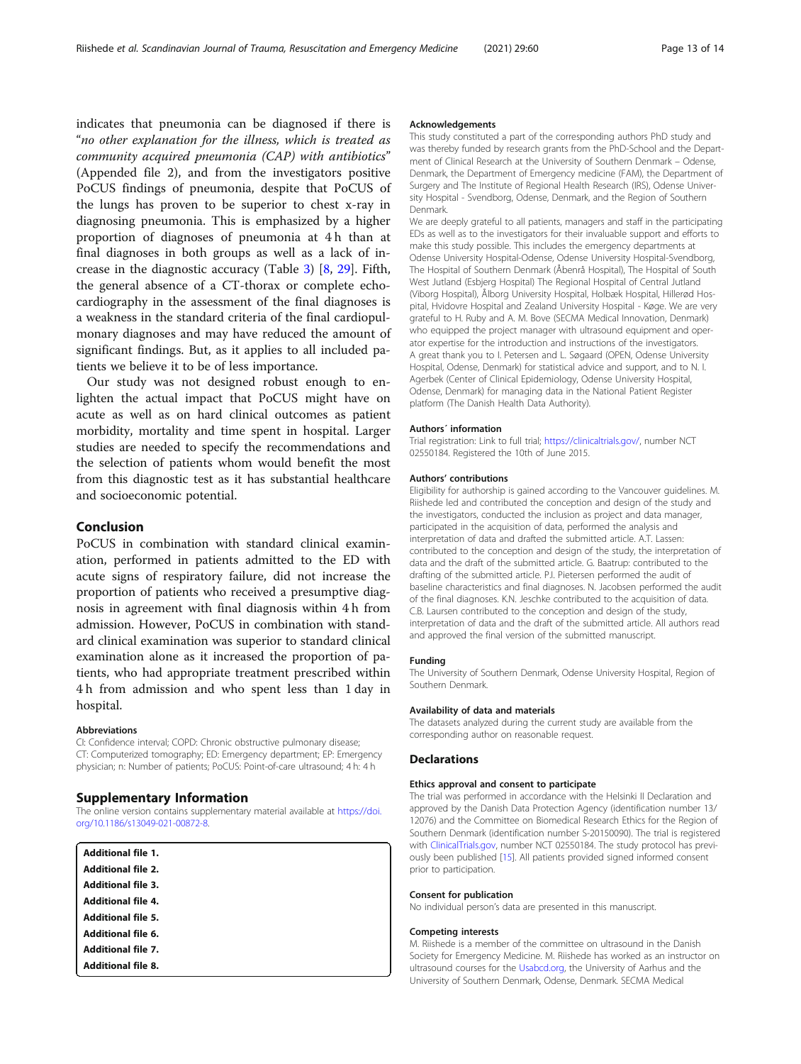indicates that pneumonia can be diagnosed if there is "*no other explanation for the illness, which is treated as community acquired pneumonia (CAP) with antibiotics*" (Appended file 2), and from the investigators positive PoCUS findings of pneumonia, despite that PoCUS of the lungs has proven to be superior to chest x-ray in diagnosing pneumonia. This is emphasized by a higher proportion of diagnoses of pneumonia at 4 h than at final diagnoses in both groups as well as a lack of increase in the diagnostic accuracy (Table 3) [8, 29]. Fifth, the general absence of a CT-thorax or complete echocardiography in the assessment of the final diagnoses is a weakness in the standard criteria of the final cardiopulmonary diagnoses and may have reduced the amount of significant findings. But, as it applies to all included patients we believe it to be of less importance.

Our study was not designed robust enough to enlighten the actual impact that PoCUS might have on acute as well as on hard clinical outcomes as patient morbidity, mortality and time spent in hospital. Larger studies are needed to specify the recommendations and the selection of patients whom would benefit the most from this diagnostic test as it has substantial healthcare and socioeconomic potential.

## Conclusion

PoCUS in combination with standard clinical examination, performed in patients admitted to the ED with acute signs of respiratory failure, did not increase the proportion of patients who received a presumptive diagnosis in agreement with final diagnosis within 4 h from admission. However, PoCUS in combination with standard clinical examination was superior to standard clinical examination alone as it increased the proportion of patients, who had appropriate treatment prescribed within 4 h from admission and who spent less than 1 day in hospital.

#### Abbreviations

CI: Confidence interval; COPD: Chronic obstructive pulmonary disease; CT: Computerized tomography; ED: Emergency department; EP: Emergency physician; n: Number of patients; PoCUS: Point-of-care ultrasound; 4 h: 4 h

## Supplementary Information

The online version contains supplementary material available at https://doi.org/10.1186/s13049-021-00872-8.

**Additional file 1.**
**Additional file 2.**
**Additional file 3.**
**Additional file 4.**
**Additional file 5.**
**Additional file 6.**
**Additional file 7.**
**Additional file 8.**

#### Acknowledgements

This study constituted a part of the corresponding authors PhD study and was thereby funded by research grants from the PhD-School and the Department of Clinical Research at the University of Southern Denmark – Odense, Denmark, the Department of Emergency medicine (FAM), the Department of Surgery and The Institute of Regional Health Research (IRS), Odense University Hospital - Svendborg, Odense, Denmark, and the Region of Southern Denmark.

We are deeply grateful to all patients, managers and staff in the participating EDs as well as to the investigators for their invaluable support and efforts to make this study possible. This includes the emergency departments at Odense University Hospital-Odense, Odense University Hospital-Svendborg, The Hospital of Southern Denmark (Åbenrå Hospital), The Hospital of South West Jutland (Esbjerg Hospital) The Regional Hospital of Central Jutland (Viborg Hospital), Ålborg University Hospital, Holbæk Hospital, Hillerød Hospital, Hvidovre Hospital and Zealand University Hospital - Køge. We are very grateful to H. Ruby and A. M. Bove (SECMA Medical Innovation, Denmark) who equipped the project manager with ultrasound equipment and operator expertise for the introduction and instructions of the investigators.

A great thank you to I. Petersen and L. Søgaard (OPEN, Odense University Hospital, Odense, Denmark) for statistical advice and support, and to N. I. Agerbek (Center of Clinical Epidemiology, Odense University Hospital, Odense, Denmark) for managing data in the National Patient Register platform (The Danish Health Data Authority).

#### Authors´ information

Trial registration: Link to full trial; https://clinicaltrials.gov/, number NCT 02550184. Registered the 10th of June 2015.

#### Authors' contributions

Eligibility for authorship is gained according to the Vancouver guidelines. M. Riishede led and contributed the conception and design of the study and the investigators, conducted the inclusion as project and data manager, participated in the acquisition of data, performed the analysis and interpretation of data and drafted the submitted article. A.T. Lassen: contributed to the conception and design of the study, the interpretation of data and the draft of the submitted article. G. Baatrup: contributed to the drafting of the submitted article. P.I. Pietersen performed the audit of baseline characteristics and final diagnoses. N. Jacobsen performed the audit of the final diagnoses. K.N. Jeschke contributed to the acquisition of data. C.B. Laursen contributed to the conception and design of the study, interpretation of data and the draft of the submitted article. All authors read and approved the final version of the submitted manuscript.

#### Funding

The University of Southern Denmark, Odense University Hospital, Region of Southern Denmark.

#### Availability of data and materials

The datasets analyzed during the current study are available from the corresponding author on reasonable request.

## Declarations

#### Ethics approval and consent to participate

The trial was performed in accordance with the Helsinki II Declaration and approved by the Danish Data Protection Agency (identification number 13/12076) and the Committee on Biomedical Research Ethics for the Region of Southern Denmark (identification number S-20150090). The trial is registered with ClinicalTrials.gov, number NCT 02550184. The study protocol has previously been published [15]. All patients provided signed informed consent prior to participation.

#### Consent for publication

No individual person's data are presented in this manuscript.

#### Competing interests

M. Riishede is a member of the committee on ultrasound in the Danish Society for Emergency Medicine. M. Riishede has worked as an instructor on ultrasound courses for the Usabcd.org, the University of Aarhus and the University of Southern Denmark, Odense, Denmark. SECMA Medical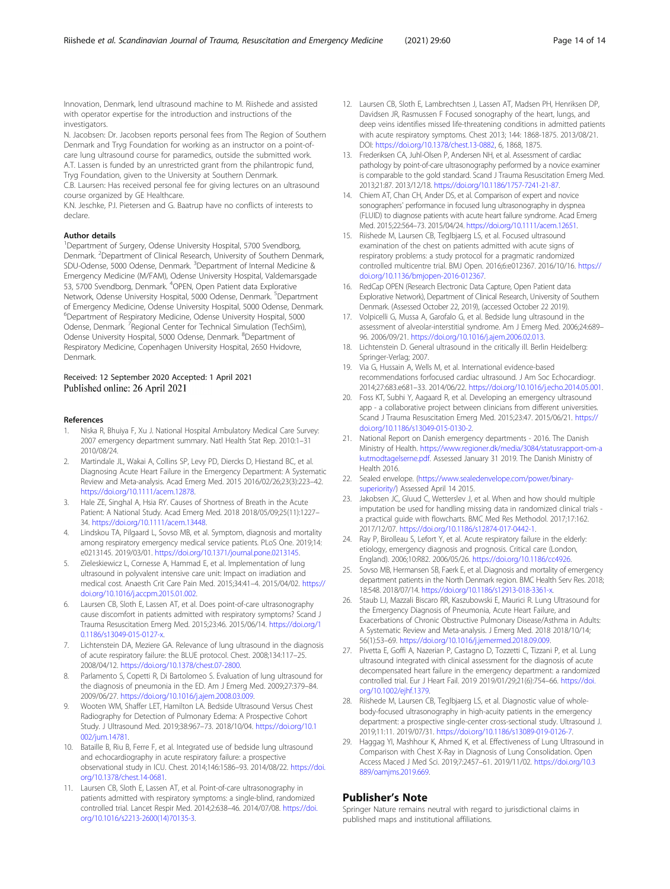Innovation, Denmark, lend ultrasound machine to M. Riishede and assisted with operator expertise for the introduction and instructions of the investigators.

N. Jacobsen: Dr. Jacobsen reports personal fees from The Region of Southern Denmark and Tryg Foundation for working as an instructor on a point-of-care lung ultrasound course for paramedics, outside the submitted work.

A.T. Lassen is funded by an unrestricted grant from the philantropic fund, Tryg Foundation, given to the University at Southern Denmark.

C.B. Laursen: Has received personal fee for giving lectures on an ultrasound course organized by GE Healthcare.

K.N. Jeschke, P.I. Pietersen and G. Baatrup have no conflicts of interests to declare.

### Author details

[1]Department of Surgery, Odense University Hospital, 5700 Svendborg, Denmark. [2]Department of Clinical Research, University of Southern Denmark, SDU-Odense, 5000 Odense, Denmark. [3]Department of Internal Medicine & Emergency Medicine (M/FAM), Odense University Hospital, Valdemarsgade 53, 5700 Svendborg, Denmark. [4]OPEN, Open Patient data Explorative Network, Odense University Hospital, 5000 Odense, Denmark. [5]Department of Emergency Medicine, Odense University Hospital, 5000 Odense, Denmark. [6]Department of Respiratory Medicine, Odense University Hospital, 5000 Odense, Denmark. [7]Regional Center for Technical Simulation (TechSim), Odense University Hospital, 5000 Odense, Denmark. [8]Department of Respiratory Medicine, Copenhagen University Hospital, 2650 Hvidovre, Denmark.

Received: 12 September 2020 Accepted: 1 April 2021
Published online: 26 April 2021

### References

1. Niska R, Bhuiya F, Xu J. National Hospital Ambulatory Medical Care Survey: 2007 emergency department summary. Natl Health Stat Rep. 2010:1–31 2010/08/24.
2. Martindale JL, Wakai A, Collins SP, Levy PD, Diercks D, Hiestand BC, et al. Diagnosing Acute Heart Failure in the Emergency Department: A Systematic Review and Meta-analysis. Acad Emerg Med. 2015 2016/02/26;23(3):223–42. https://doi.org/10.1111/acem.12878.
3. Hale ZE, Singhal A, Hsia RY. Causes of Shortness of Breath in the Acute Patient: A National Study. Acad Emerg Med. 2018 2018/05/09;25(11):1227–34. https://doi.org/10.1111/acem.13448.
4. Lindskou TA, Pilgaard L, Sovso MB, et al. Symptom, diagnosis and mortality among respiratory emergency medical service patients. PLoS One. 2019;14:e0213145. 2019/03/01. https://doi.org/10.1371/journal.pone.0213145.
5. Zieleskiewicz L, Cornesse A, Hammad E, et al. Implementation of lung ultrasound in polyvalent intensive care unit: Impact on irradiation and medical cost. Anaesth Crit Care Pain Med. 2015;34:41–4. 2015/04/02. https://doi.org/10.1016/j.accpm.2015.01.002.
6. Laursen CB, Sloth E, Lassen AT, et al. Does point-of-care ultrasonography cause discomfort in patients admitted with respiratory symptoms? Scand J Trauma Resuscitation Emerg Med. 2015;23:46. 2015/06/14. https://doi.org/10.1186/s13049-015-0127-x.
7. Lichtenstein DA, Meziere GA. Relevance of lung ultrasound in the diagnosis of acute respiratory failure: the BLUE protocol. Chest. 2008;134:117–25. 2008/04/12. https://doi.org/10.1378/chest.07-2800.
8. Parlamento S, Copetti R, Di Bartolomeo S. Evaluation of lung ultrasound for the diagnosis of pneumonia in the ED. Am J Emerg Med. 2009;27:379–84. 2009/06/27. https://doi.org/10.1016/j.ajem.2008.03.009.
9. Wooten WM, Shaffer LET, Hamilton LA. Bedside Ultrasound Versus Chest Radiography for Detection of Pulmonary Edema: A Prospective Cohort Study. J Ultrasound Med. 2019;38:967–73. 2018/10/04. https://doi.org/10.1002/jum.14781.
10. Bataille B, Riu B, Ferre F, et al. Integrated use of bedside lung ultrasound and echocardiography in acute respiratory failure: a prospective observational study in ICU. Chest. 2014;146:1586–93. 2014/08/22. https://doi.org/10.1378/chest.14-0681.
11. Laursen CB, Sloth E, Lassen AT, et al. Point-of-care ultrasonography in patients admitted with respiratory symptoms: a single-blind, randomised controlled trial. Lancet Respir Med. 2014;2:638–46. 2014/07/08. https://doi.org/10.1016/s2213-2600(14)70135-3.
12. Laursen CB, Sloth E, Lambrechtsen J, Lassen AT, Madsen PH, Henriksen DP, Davidsen JR, Rasmussen F Focused sonography of the heart, lungs, and deep veins identifies missed life-threatening conditions in admitted patients with acute respiratory symptoms. Chest 2013; 144: 1868-1875. 2013/08/21. DOI: https://doi.org/10.1378/chest.13-0882, 6, 1868, 1875.
13. Frederiksen CA, Juhl-Olsen P, Andersen NH, et al. Assessment of cardiac pathology by point-of-care ultrasonography performed by a novice examiner is comparable to the gold standard. Scand J Trauma Resuscitation Emerg Med. 2013;21:87. 2013/12/18. https://doi.org/10.1186/1757-7241-21-87.
14. Chiem AT, Chan CH, Ander DS, et al. Comparison of expert and novice sonographers' performance in focused lung ultrasonography in dyspnea (FLUID) to diagnose patients with acute heart failure syndrome. Acad Emerg Med. 2015;22:564–73. 2015/04/24. https://doi.org/10.1111/acem.12651.
15. Riishede M, Laursen CB, Teglbjaerg LS, et al. Focused ultrasound examination of the chest on patients admitted with acute signs of respiratory problems: a study protocol for a pragmatic randomized controlled multicentre trial. BMJ Open. 2016;6:e012367. 2016/10/16. https://doi.org/10.1136/bmjopen-2016-012367.
16. RedCap OPEN (Research Electronic Data Capture, Open Patient data Explorative Network), Department of Clinical Research, University of Southern Denmark. (Assessed October 22, 2019), (accessed October 22 2019).
17. Volpicelli G, Mussa A, Garofalo G, et al. Bedside lung ultrasound in the assessment of alveolar-interstitial syndrome. Am J Emerg Med. 2006;24:689–96. 2006/09/21. https://doi.org/10.1016/j.ajem.2006.02.013.
18. Lichtenstein D. General ultrasound in the critically ill. Berlin Heidelberg: Springer-Verlag; 2007.
19. Via G, Hussain A, Wells M, et al. International evidence-based recommendations forfocused cardiac ultrasound. J Am Soc Echocardiogr. 2014;27:683.e681–33. 2014/06/22. https://doi.org/10.1016/j.echo.2014.05.001.
20. Foss KT, Subhi Y, Aagaard R, et al. Developing an emergency ultrasound app - a collaborative project between clinicians from different universities. Scand J Trauma Resuscitation Emerg Med. 2015;23:47. 2015/06/21. https://doi.org/10.1186/s13049-015-0130-2.
21. National Report on Danish emergency departments - 2016. The Danish Ministry of Health. https://www.regioner.dk/media/3084/statusrapport-om-akutmodtagelserne.pdf. Assessed January 31 2019. The Danish Ministry of Health 2016.
22. Sealed envelope. (https://www.sealedenvelope.com/power/binary-superiority/) Assessed April 14 2015.
23. Jakobsen JC, Gluud C, Wetterslev J, et al. When and how should multiple imputation be used for handling missing data in randomized clinical trials - a practical guide with flowcharts. BMC Med Res Methodol. 2017;17:162. 2017/12/07. https://doi.org/10.1186/s12874-017-0442-1.
24. Ray P, Birolleau S, Lefort Y, et al. Acute respiratory failure in the elderly: etiology, emergency diagnosis and prognosis. Critical care (London, England). 2006;10:R82. 2006/05/26. https://doi.org/10.1186/cc4926.
25. Sovso MB, Hermansen SB, Faerk E, et al. Diagnosis and mortality of emergency department patients in the North Denmark region. BMC Health Serv Res. 2018;18:548. 2018/07/14. https://doi.org/10.1186/s12913-018-3361-x.
26. Staub LJ, Mazzali Biscaro RR, Kaszubowski E, Maurici R. Lung Ultrasound for the Emergency Diagnosis of Pneumonia, Acute Heart Failure, and Exacerbations of Chronic Obstructive Pulmonary Disease/Asthma in Adults: A Systematic Review and Meta-analysis. J Emerg Med. 2018 2018/10/14; 56(1):53–69. https://doi.org/10.1016/j.jemermed.2018.09.009.
27. Pivetta E, Goffi A, Nazerian P, Castagno D, Tozzetti C, Tizzani P, et al. Lung ultrasound integrated with clinical assessment for the diagnosis of acute decompensated heart failure in the emergency department: a randomized controlled trial. Eur J Heart Fail. 2019 2019/01/29;21(6):754–66. https://doi.org/10.1002/ejhf.1379.
28. Riishede M, Laursen CB, Teglbjaerg LS, et al. Diagnostic value of whole-body-focused ultrasonography in high-acuity patients in the emergency department: a prospective single-center cross-sectional study. Ultrasound J. 2019;11:11. 2019/07/31. https://doi.org/10.1186/s13089-019-0126-7.
29. Haggag YI, Mashhour K, Ahmed K, et al. Effectiveness of Lung Ultrasound in Comparison with Chest X-Ray in Diagnosis of Lung Consolidation. Open Access Maced J Med Sci. 2019;7:2457–61. 2019/11/02. https://doi.org/10.3889/oamjms.2019.669.

## Publisher's Note

Springer Nature remains neutral with regard to jurisdictional claims in published maps and institutional affiliations.